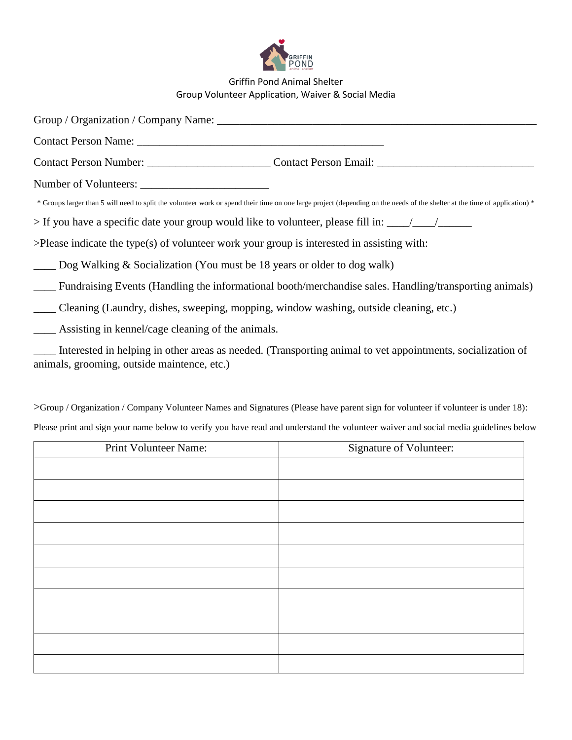Griffin Pond Animal Shelter
Group Volunteer Application, Waiver & Social Media

Group / Organization / Company Name: ___________________________________________________________

Contact Person Name: _____________________________________________

Contact Person Number: ______________________ Contact Person Email: ____________________________

Number of Volunteers: _______________________

* Groups larger than 5 will need to split the volunteer work or spend their time on one large project (depending on the needs of the shelter at the time of application) *

> If you have a specific date your group would like to volunteer, please fill in: ____/____/______

>Please indicate the type(s) of volunteer work your group is interested in assisting with:

____ Dog Walking & Socialization (You must be 18 years or older to dog walk)

____ Fundraising Events (Handling the informational booth/merchandise sales. Handling/transporting animals)

____ Cleaning (Laundry, dishes, sweeping, mopping, window washing, outside cleaning, etc.)

____ Assisting in kennel/cage cleaning of the animals.

____ Interested in helping in other areas as needed. (Transporting animal to vet appointments, socialization of animals, grooming, outside maintence, etc.)

>Group / Organization / Company Volunteer Names and Signatures (Please have parent sign for volunteer if volunteer is under 18):

Please print and sign your name below to verify you have read and understand the volunteer waiver and social media guidelines below

| Print Volunteer Name: | Signature of Volunteer: |
|---|---|
| | |
| | |
| | |
| | |
| | |
| | |
| | |
| | |
| | |
| | |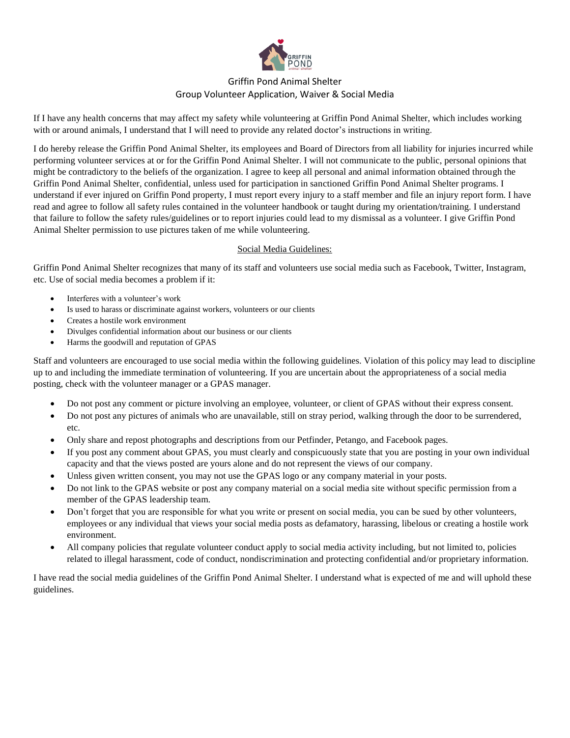Griffin Pond Animal Shelter
Group Volunteer Application, Waiver & Social Media

If I have any health concerns that may affect my safety while volunteering at Griffin Pond Animal Shelter, which includes working with or around animals, I understand that I will need to provide any related doctor's instructions in writing.

I do hereby release the Griffin Pond Animal Shelter, its employees and Board of Directors from all liability for injuries incurred while performing volunteer services at or for the Griffin Pond Animal Shelter. I will not communicate to the public, personal opinions that might be contradictory to the beliefs of the organization. I agree to keep all personal and animal information obtained through the Griffin Pond Animal Shelter, confidential, unless used for participation in sanctioned Griffin Pond Animal Shelter programs. I understand if ever injured on Griffin Pond property, I must report every injury to a staff member and file an injury report form. I have read and agree to follow all safety rules contained in the volunteer handbook or taught during my orientation/training. I understand that failure to follow the safety rules/guidelines or to report injuries could lead to my dismissal as a volunteer. I give Griffin Pond Animal Shelter permission to use pictures taken of me while volunteering.

Social Media Guidelines:

Griffin Pond Animal Shelter recognizes that many of its staff and volunteers use social media such as Facebook, Twitter, Instagram, etc. Use of social media becomes a problem if it:

- Interferes with a volunteer's work
- Is used to harass or discriminate against workers, volunteers or our clients
- Creates a hostile work environment
- Divulges confidential information about our business or our clients
- Harms the goodwill and reputation of GPAS

Staff and volunteers are encouraged to use social media within the following guidelines. Violation of this policy may lead to discipline up to and including the immediate termination of volunteering. If you are uncertain about the appropriateness of a social media posting, check with the volunteer manager or a GPAS manager.

- Do not post any comment or picture involving an employee, volunteer, or client of GPAS without their express consent.
- Do not post any pictures of animals who are unavailable, still on stray period, walking through the door to be surrendered, etc.
- Only share and repost photographs and descriptions from our Petfinder, Petango, and Facebook pages.
- If you post any comment about GPAS, you must clearly and conspicuously state that you are posting in your own individual capacity and that the views posted are yours alone and do not represent the views of our company.
- Unless given written consent, you may not use the GPAS logo or any company material in your posts.
- Do not link to the GPAS website or post any company material on a social media site without specific permission from a member of the GPAS leadership team.
- Don't forget that you are responsible for what you write or present on social media, you can be sued by other volunteers, employees or any individual that views your social media posts as defamatory, harassing, libelous or creating a hostile work environment.
- All company policies that regulate volunteer conduct apply to social media activity including, but not limited to, policies related to illegal harassment, code of conduct, nondiscrimination and protecting confidential and/or proprietary information.

I have read the social media guidelines of the Griffin Pond Animal Shelter. I understand what is expected of me and will uphold these guidelines.